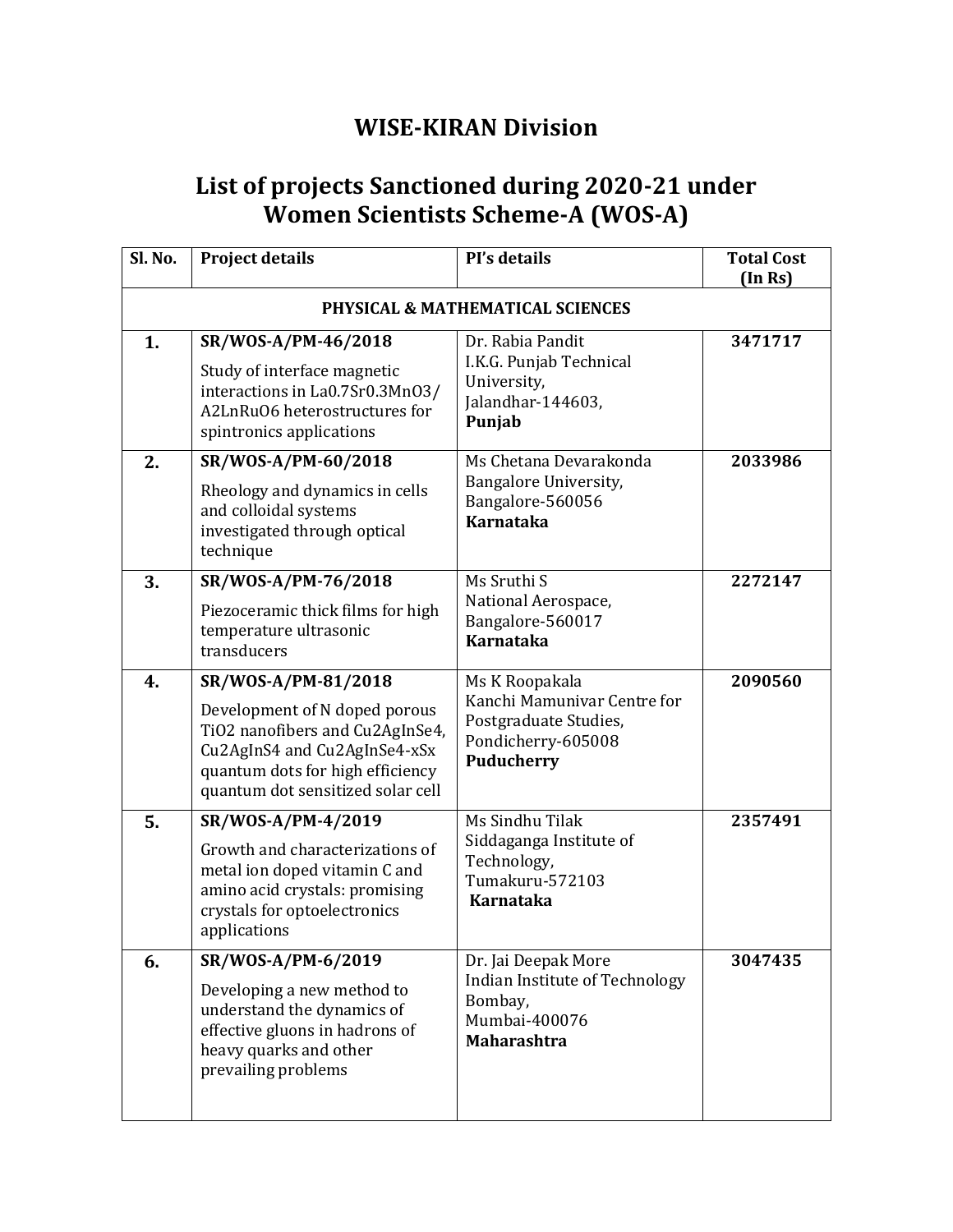# WISE-KIRAN Division

## List of projects Sanctioned during 2020-21 under Women Scientists Scheme-A (WOS-A)

| Sl. No. | Project details | PI's details | Total Cost (In Rs) |
|---|---|---|---|
| **PHYSICAL & MATHEMATICAL SCIENCES** | | | |
| **1.** | **SR/WOS-A/PM-46/2018**<br>Study of interface magnetic interactions in $La_{0.7}Sr_{0.3}MnO_3$/ $A_2LnRuO_6$ heterostructures for spintronics applications | Dr. Rabia Pandit<br>I.K.G. Punjab Technical University,<br>Jalandhar-144603,<br>**Punjab** | **3471717** |
| **2.** | **SR/WOS-A/PM-60/2018**<br>Rheology and dynamics in cells and colloidal systems investigated through optical technique | Ms Chetana Devarakonda<br>Bangalore University,<br>Bangalore-560056<br>**Karnataka** | **2033986** |
| **3.** | **SR/WOS-A/PM-76/2018**<br>Piezoceramic thick films for high temperature ultrasonic transducers | Ms Sruthi S<br>National Aerospace,<br>Bangalore-560017<br>**Karnataka** | **2272147** |
| **4.** | **SR/WOS-A/PM-81/2018**<br>Development of N doped porous $TiO_2$ nanofibers and $Cu_2AgInSe_4$, $Cu_2AgInS_4$ and $Cu_2AgInSe_{4-x}S_x$ quantum dots for high efficiency quantum dot sensitized solar cell | Ms K Roopakala<br>Kanchi Mamunivar Centre for Postgraduate Studies,<br>Pondicherry-605008<br>**Puducherry** | **2090560** |
| **5.** | **SR/WOS-A/PM-4/2019**<br>Growth and characterizations of metal ion doped vitamin C and amino acid crystals: promising crystals for optoelectronics applications | Ms Sindhu Tilak<br>Siddaganga Institute of Technology,<br>Tumakuru-572103<br>**Karnataka** | **2357491** |
| **6.** | **SR/WOS-A/PM-6/2019**<br>Developing a new method to understand the dynamics of effective gluons in hadrons of heavy quarks and other prevailing problems | Dr. Jai Deepak More<br>Indian Institute of Technology Bombay,<br>Mumbai-400076<br>**Maharashtra** | **3047435** |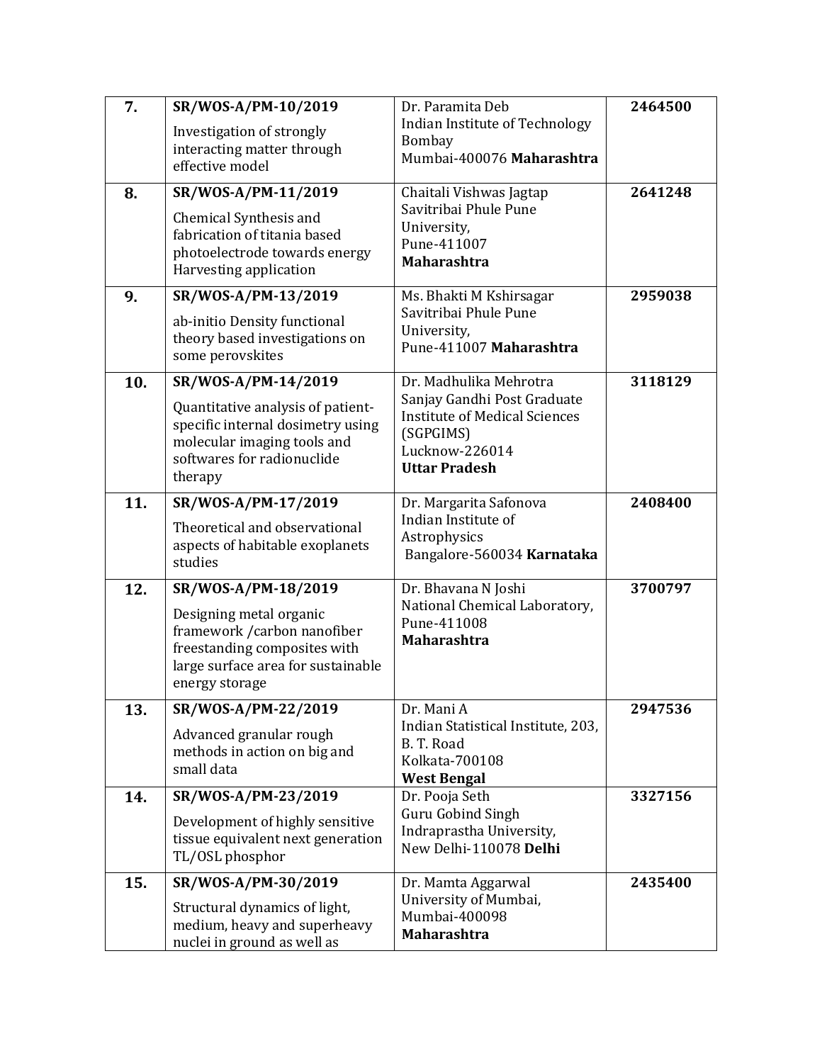| | | | |
|---|---|---|---|
| **7.** | **SR/WOS-A/PM-10/2019**<br>Investigation of strongly interacting matter through effective model | Dr. Paramita Deb<br>Indian Institute of Technology Bombay<br>Mumbai-400076 **Maharashtra** | **2464500** |
| **8.** | **SR/WOS-A/PM-11/2019**<br>Chemical Synthesis and fabrication of titania based photoelectrode towards energy Harvesting application | Chaitali Vishwas Jagtap<br>Savitribai Phule Pune University,<br>Pune-411007<br>**Maharashtra** | **2641248** |
| **9.** | **SR/WOS-A/PM-13/2019**<br>ab-initio Density functional theory based investigations on some perovskites | Ms. Bhakti M Kshirsagar<br>Savitribai Phule Pune University,<br>Pune-411007 **Maharashtra** | **2959038** |
| **10.** | **SR/WOS-A/PM-14/2019**<br>Quantitative analysis of patient-specific internal dosimetry using molecular imaging tools and softwares for radionuclide therapy | Dr. Madhulika Mehrotra<br>Sanjay Gandhi Post Graduate Institute of Medical Sciences (SGPGIMS)<br>Lucknow-226014<br>**Uttar Pradesh** | **3118129** |
| **11.** | **SR/WOS-A/PM-17/2019**<br>Theoretical and observational aspects of habitable exoplanets studies | Dr. Margarita Safonova<br>Indian Institute of Astrophysics<br>Bangalore-560034 **Karnataka** | **2408400** |
| **12.** | **SR/WOS-A/PM-18/2019**<br>Designing metal organic framework /carbon nanofiber freestanding composites with large surface area for sustainable energy storage | Dr. Bhavana N Joshi<br>National Chemical Laboratory,<br>Pune-411008<br>**Maharashtra** | **3700797** |
| **13.** | **SR/WOS-A/PM-22/2019**<br>Advanced granular rough methods in action on big and small data | Dr. Mani A<br>Indian Statistical Institute, 203, B. T. Road<br>Kolkata-700108<br>**West Bengal** | **2947536** |
| **14.** | **SR/WOS-A/PM-23/2019**<br>Development of highly sensitive tissue equivalent next generation TL/OSL phosphor | Dr. Pooja Seth<br>Guru Gobind Singh Indraprastha University,<br>New Delhi-110078 **Delhi** | **3327156** |
| **15.** | **SR/WOS-A/PM-30/2019**<br>Structural dynamics of light, medium, heavy and superheavy nuclei in ground as well as | Dr. Mamta Aggarwal<br>University of Mumbai,<br>Mumbai-400098<br>**Maharashtra** | **2435400** |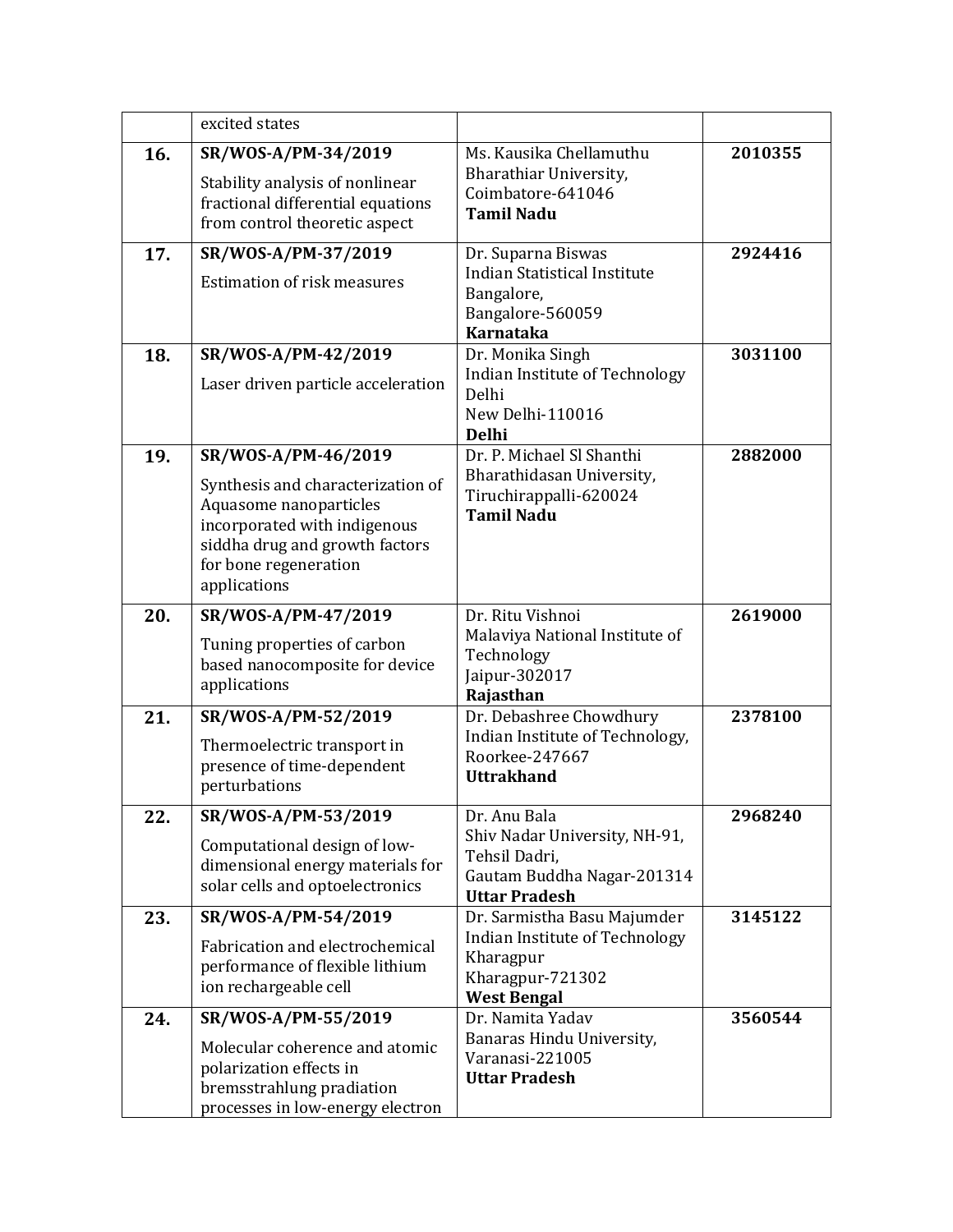| | | | |
|---|---|---|---|
| | excited states | | |
| **16.** | **SR/WOS-A/PM-34/2019**<br>Stability analysis of nonlinear fractional differential equations from control theoretic aspect | Ms. Kausika Chellamuthu<br>Bharathiar University,<br>Coimbatore-641046<br>**Tamil Nadu** | **2010355** |
| **17.** | **SR/WOS-A/PM-37/2019**<br>Estimation of risk measures | Dr. Suparna Biswas<br>Indian Statistical Institute Bangalore,<br>Bangalore-560059<br>**Karnataka** | **2924416** |
| **18.** | **SR/WOS-A/PM-42/2019**<br>Laser driven particle acceleration | Dr. Monika Singh<br>Indian Institute of Technology Delhi<br>New Delhi-110016<br>**Delhi** | **3031100** |
| **19.** | **SR/WOS-A/PM-46/2019**<br>Synthesis and characterization of Aquasome nanoparticles incorporated with indigenous siddha drug and growth factors for bone regeneration applications | Dr. P. Michael Sl Shanthi<br>Bharathidasan University,<br>Tiruchirappalli-620024<br>**Tamil Nadu** | **2882000** |
| **20.** | **SR/WOS-A/PM-47/2019**<br>Tuning properties of carbon based nanocomposite for device applications | Dr. Ritu Vishnoi<br>Malaviya National Institute of Technology<br>Jaipur-302017<br>**Rajasthan** | **2619000** |
| **21.** | **SR/WOS-A/PM-52/2019**<br>Thermoelectric transport in presence of time-dependent perturbations | Dr. Debashree Chowdhury<br>Indian Institute of Technology,<br>Roorkee-247667<br>**Uttrakhand** | **2378100** |
| **22.** | **SR/WOS-A/PM-53/2019**<br>Computational design of low-dimensional energy materials for solar cells and optoelectronics | Dr. Anu Bala<br>Shiv Nadar University, NH-91,<br>Tehsil Dadri,<br>Gautam Buddha Nagar-201314<br>**Uttar Pradesh** | **2968240** |
| **23.** | **SR/WOS-A/PM-54/2019**<br>Fabrication and electrochemical performance of flexible lithium ion rechargeable cell | Dr. Sarmistha Basu Majumder<br>Indian Institute of Technology Kharagpur<br>Kharagpur-721302<br>**West Bengal** | **3145122** |
| **24.** | **SR/WOS-A/PM-55/2019**<br>Molecular coherence and atomic polarization effects in bremsstrahlung pradiation processes in low-energy electron | Dr. Namita Yadav<br>Banaras Hindu University,<br>Varanasi-221005<br>**Uttar Pradesh** | **3560544** |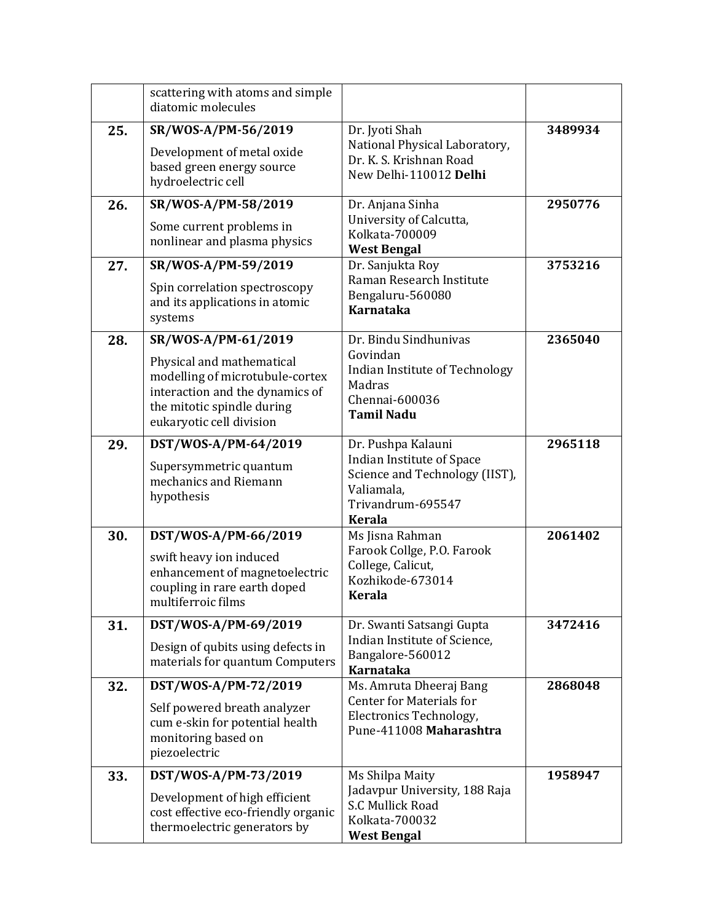|  |  |  |  |
|---|---|---|---|
|  | scattering with atoms and simple diatomic molecules |  |  |
| **25.** | **SR/WOS-A/PM-56/2019**<br>Development of metal oxide based green energy source hydroelectric cell | Dr. Jyoti Shah<br>National Physical Laboratory, Dr. K. S. Krishnan Road<br>New Delhi-110012 **Delhi** | **3489934** |
| **26.** | **SR/WOS-A/PM-58/2019**<br>Some current problems in nonlinear and plasma physics | Dr. Anjana Sinha<br>University of Calcutta, Kolkata-700009<br>**West Bengal** | **2950776** |
| **27.** | **SR/WOS-A/PM-59/2019**<br>Spin correlation spectroscopy and its applications in atomic systems | Dr. Sanjukta Roy<br>Raman Research Institute<br>Bengaluru-560080<br>**Karnataka** | **3753216** |
| **28.** | **SR/WOS-A/PM-61/2019**<br>Physical and mathematical modelling of microtubule-cortex interaction and the dynamics of the mitotic spindle during eukaryotic cell division | Dr. Bindu Sindhunivas Govindan<br>Indian Institute of Technology Madras<br>Chennai-600036<br>**Tamil Nadu** | **2365040** |
| **29.** | **DST/WOS-A/PM-64/2019**<br>Supersymmetric quantum mechanics and Riemann hypothesis | Dr. Pushpa Kalauni<br>Indian Institute of Space Science and Technology (IIST), Valiamala,<br>Trivandrum-695547<br>**Kerala** | **2965118** |
| **30.** | **DST/WOS-A/PM-66/2019**<br>swift heavy ion induced enhancement of magnetoelectric coupling in rare earth doped multiferroic films | Ms Jisna Rahman<br>Farook Collge, P.O. Farook College, Calicut,<br>Kozhikode-673014<br>**Kerala** | **2061402** |
| **31.** | **DST/WOS-A/PM-69/2019**<br>Design of qubits using defects in materials for quantum Computers | Dr. Swanti Satsangi Gupta<br>Indian Institute of Science, Bangalore-560012<br>**Karnataka** | **3472416** |
| **32.** | **DST/WOS-A/PM-72/2019**<br>Self powered breath analyzer cum e-skin for potential health monitoring based on piezoelectric | Ms. Amruta Dheeraj Bang<br>Center for Materials for Electronics Technology,<br>Pune-411008 **Maharashtra** | **2868048** |
| **33.** | **DST/WOS-A/PM-73/2019**<br>Development of high efficient cost effective eco-friendly organic thermoelectric generators by | Ms Shilpa Maity<br>Jadavpur University, 188 Raja S.C Mullick Road<br>Kolkata-700032<br>**West Bengal** | **1958947** |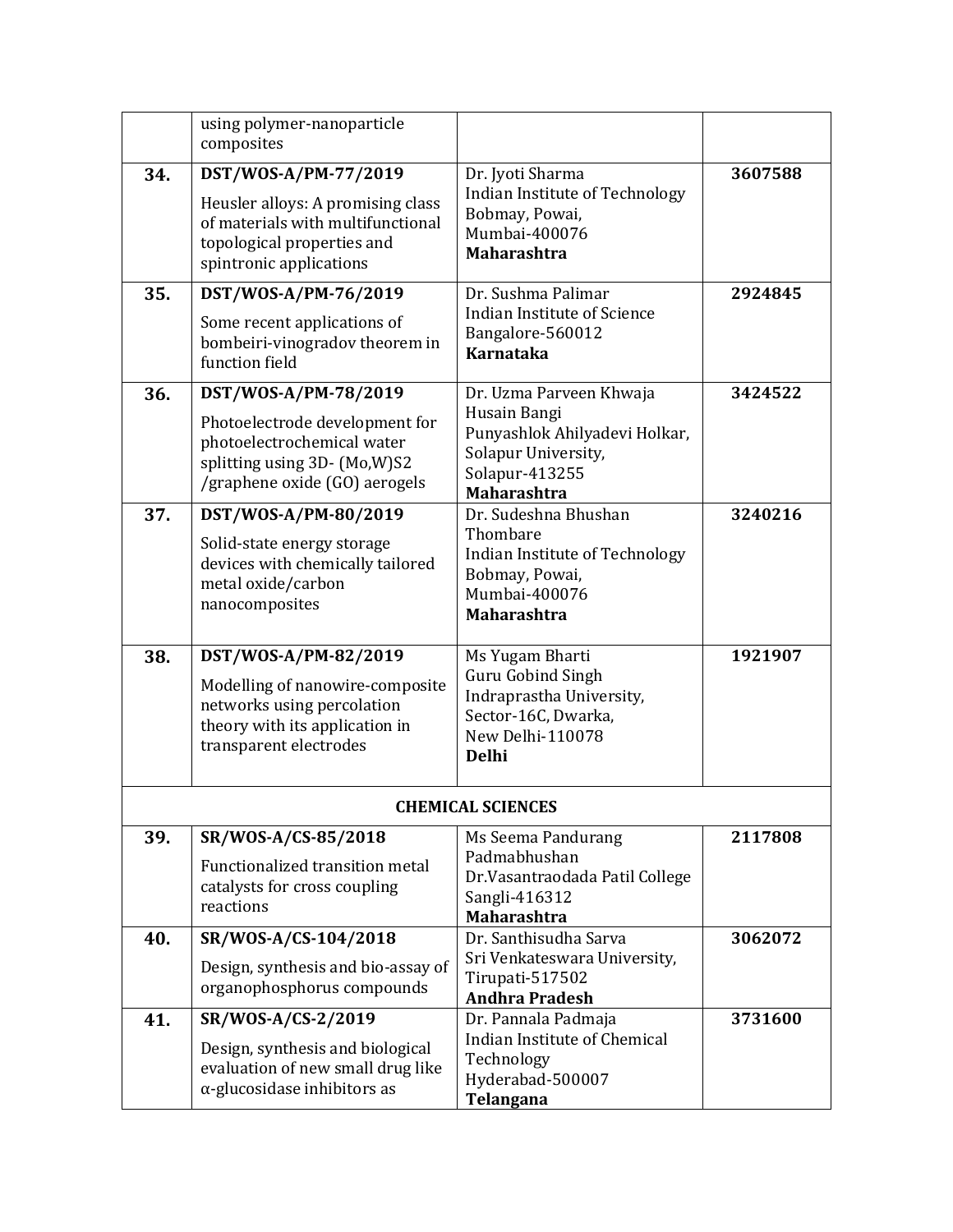|  |  |  |  |
|---|---|---|---|
|  | using polymer-nanoparticle composites |  |  |
| **34.** | **DST/WOS-A/PM-77/2019**<br>Heusler alloys: A promising class of materials with multifunctional topological properties and spintronic applications | Dr. Jyoti Sharma<br>Indian Institute of Technology Bobmay, Powai,<br>Mumbai-400076<br>**Maharashtra** | **3607588** |
| **35.** | **DST/WOS-A/PM-76/2019**<br>Some recent applications of bombeiri-vinogradov theorem in function field | Dr. Sushma Palimar<br>Indian Institute of Science<br>Bangalore-560012<br>**Karnataka** | **2924845** |
| **36.** | **DST/WOS-A/PM-78/2019**<br>Photoelectrode development for photoelectrochemical water splitting using 3D- (Mo,W)S2 /graphene oxide (GO) aerogels | Dr. Uzma Parveen Khwaja Husain Bangi<br>Punyashlok Ahilyadevi Holkar, Solapur University,<br>Solapur-413255<br>**Maharashtra** | **3424522** |
| **37.** | **DST/WOS-A/PM-80/2019**<br>Solid-state energy storage devices with chemically tailored metal oxide/carbon nanocomposites | Dr. Sudeshna Bhushan Thombare<br>Indian Institute of Technology Bobmay, Powai,<br>Mumbai-400076<br>**Maharashtra** | **3240216** |
| **38.** | **DST/WOS-A/PM-82/2019**<br>Modelling of nanowire-composite networks using percolation theory with its application in transparent electrodes | Ms Yugam Bharti<br>Guru Gobind Singh Indraprastha University,<br>Sector-16C, Dwarka,<br>New Delhi-110078<br>**Delhi** | **1921907** |
|  | **CHEMICAL SCIENCES** |  |  |
| **39.** | **SR/WOS-A/CS-85/2018**<br>Functionalized transition metal catalysts for cross coupling reactions | Ms Seema Pandurang Padmabhushan<br>Dr.Vasantraodada Patil College<br>Sangli-416312<br>**Maharashtra** | **2117808** |
| **40.** | **SR/WOS-A/CS-104/2018**<br>Design, synthesis and bio-assay of organophosphorus compounds | Dr. Santhisudha Sarva<br>Sri Venkateswara University,<br>Tirupati-517502<br>**Andhra Pradesh** | **3062072** |
| **41.** | **SR/WOS-A/CS-2/2019**<br>Design, synthesis and biological evaluation of new small drug like α-glucosidase inhibitors as | Dr. Pannala Padmaja<br>Indian Institute of Chemical Technology<br>Hyderabad-500007<br>**Telangana** | **3731600** |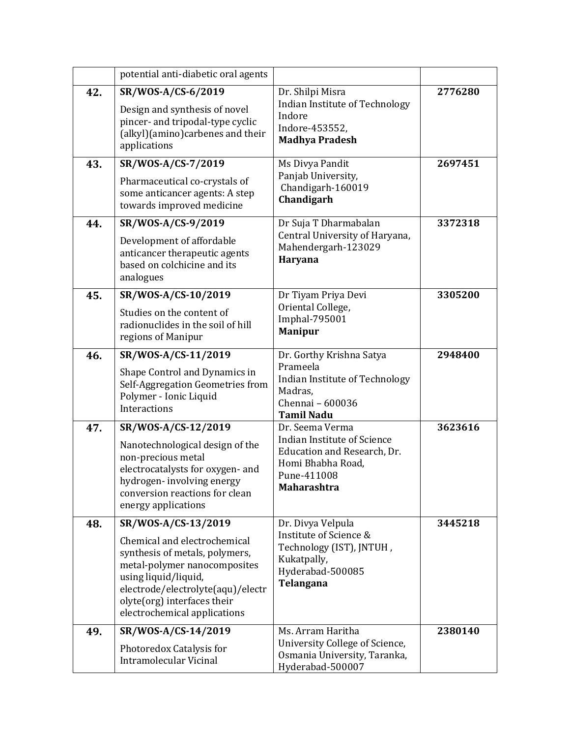| | | | |
|---|---|---|---|
| | potential anti-diabetic oral agents | | |
| **42.** | **SR/WOS-A/CS-6/2019**<br><br>Design and synthesis of novel pincer- and tripodal-type cyclic (alkyl)(amino)carbenes and their applications | Dr. Shilpi Misra<br>Indian Institute of Technology Indore<br>Indore-453552,<br>**Madhya Pradesh** | **2776280** |
| **43.** | **SR/WOS-A/CS-7/2019**<br><br>Pharmaceutical co-crystals of some anticancer agents: A step towards improved medicine | Ms Divya Pandit<br>Panjab University,<br>Chandigarh-160019<br>**Chandigarh** | **2697451** |
| **44.** | **SR/WOS-A/CS-9/2019**<br><br>Development of affordable anticancer therapeutic agents based on colchicine and its analogues | Dr Suja T Dharmabalan<br>Central University of Haryana,<br>Mahendergarh-123029<br>**Haryana** | **3372318** |
| **45.** | **SR/WOS-A/CS-10/2019**<br><br>Studies on the content of radionuclides in the soil of hill regions of Manipur | Dr Tiyam Priya Devi<br>Oriental College,<br>Imphal-795001<br>**Manipur** | **3305200** |
| **46.** | **SR/WOS-A/CS-11/2019**<br><br>Shape Control and Dynamics in Self-Aggregation Geometries from Polymer - Ionic Liquid Interactions | Dr. Gorthy Krishna Satya Prameela<br>Indian Institute of Technology Madras,<br>Chennai – 600036<br>**Tamil Nadu** | **2948400** |
| **47.** | **SR/WOS-A/CS-12/2019**<br><br>Nanotechnological design of the non-precious metal electrocatalysts for oxygen- and hydrogen- involving energy conversion reactions for clean energy applications | Dr. Seema Verma<br>Indian Institute of Science Education and Research, Dr. Homi Bhabha Road,<br>Pune-411008<br>**Maharashtra** | **3623616** |
| **48.** | **SR/WOS-A/CS-13/2019**<br><br>Chemical and electrochemical synthesis of metals, polymers, metal-polymer nanocomposites using liquid/liquid, electrode/electrolyte(aqu)/electrolyte(org) interfaces their electrochemical applications | Dr. Divya Velpula<br>Institute of Science & Technology (IST), JNTUH ,<br>Kukatpally,<br>Hyderabad-500085<br>**Telangana** | **3445218** |
| **49.** | **SR/WOS-A/CS-14/2019**<br><br>Photoredox Catalysis for Intramolecular Vicinal | Ms. Arram Haritha<br>University College of Science, Osmania University, Taranka, Hyderabad-500007 | **2380140** |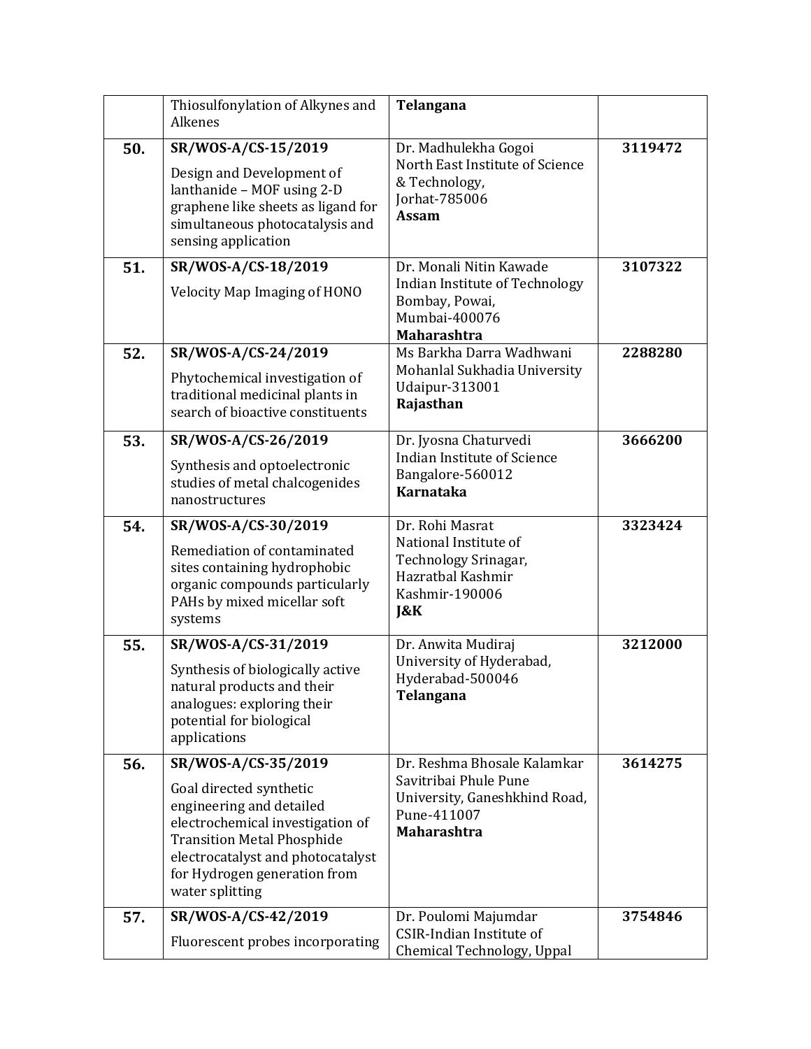| | | | |
|---|---|---|---|
| | Thiosulfonylation of Alkynes and Alkenes | **Telangana** | |
| **50.** | **SR/WOS-A/CS-15/2019**<br>Design and Development of lanthanide – MOF using 2-D graphene like sheets as ligand for simultaneous photocatalysis and sensing application | Dr. Madhulekha Gogoi<br>North East Institute of Science & Technology,<br>Jorhat-785006<br>**Assam** | **3119472** |
| **51.** | **SR/WOS-A/CS-18/2019**<br>Velocity Map Imaging of HONO | Dr. Monali Nitin Kawade<br>Indian Institute of Technology Bombay, Powai,<br>Mumbai-400076<br>**Maharashtra** | **3107322** |
| **52.** | **SR/WOS-A/CS-24/2019**<br>Phytochemical investigation of traditional medicinal plants in search of bioactive constituents | Ms Barkha Darra Wadhwani<br>Mohanlal Sukhadia University<br>Udaipur-313001<br>**Rajasthan** | **2288280** |
| **53.** | **SR/WOS-A/CS-26/2019**<br>Synthesis and optoelectronic studies of metal chalcogenides nanostructures | Dr. Jyosna Chaturvedi<br>Indian Institute of Science<br>Bangalore-560012<br>**Karnataka** | **3666200** |
| **54.** | **SR/WOS-A/CS-30/2019**<br>Remediation of contaminated sites containing hydrophobic organic compounds particularly PAHs by mixed micellar soft systems | Dr. Rohi Masrat<br>National Institute of Technology Srinagar,<br>Hazratbal Kashmir<br>Kashmir-190006<br>**J&K** | **3323424** |
| **55.** | **SR/WOS-A/CS-31/2019**<br>Synthesis of biologically active natural products and their analogues: exploring their potential for biological applications | Dr. Anwita Mudiraj<br>University of Hyderabad,<br>Hyderabad-500046<br>**Telangana** | **3212000** |
| **56.** | **SR/WOS-A/CS-35/2019**<br>Goal directed synthetic engineering and detailed electrochemical investigation of Transition Metal Phosphide electrocatalyst and photocatalyst for Hydrogen generation from water splitting | Dr. Reshma Bhosale Kalamkar<br>Savitribai Phule Pune University, Ganeshkhind Road,<br>Pune-411007<br>**Maharashtra** | **3614275** |
| **57.** | **SR/WOS-A/CS-42/2019**<br>Fluorescent probes incorporating | Dr. Poulomi Majumdar<br>CSIR-Indian Institute of Chemical Technology, Uppal | **3754846** |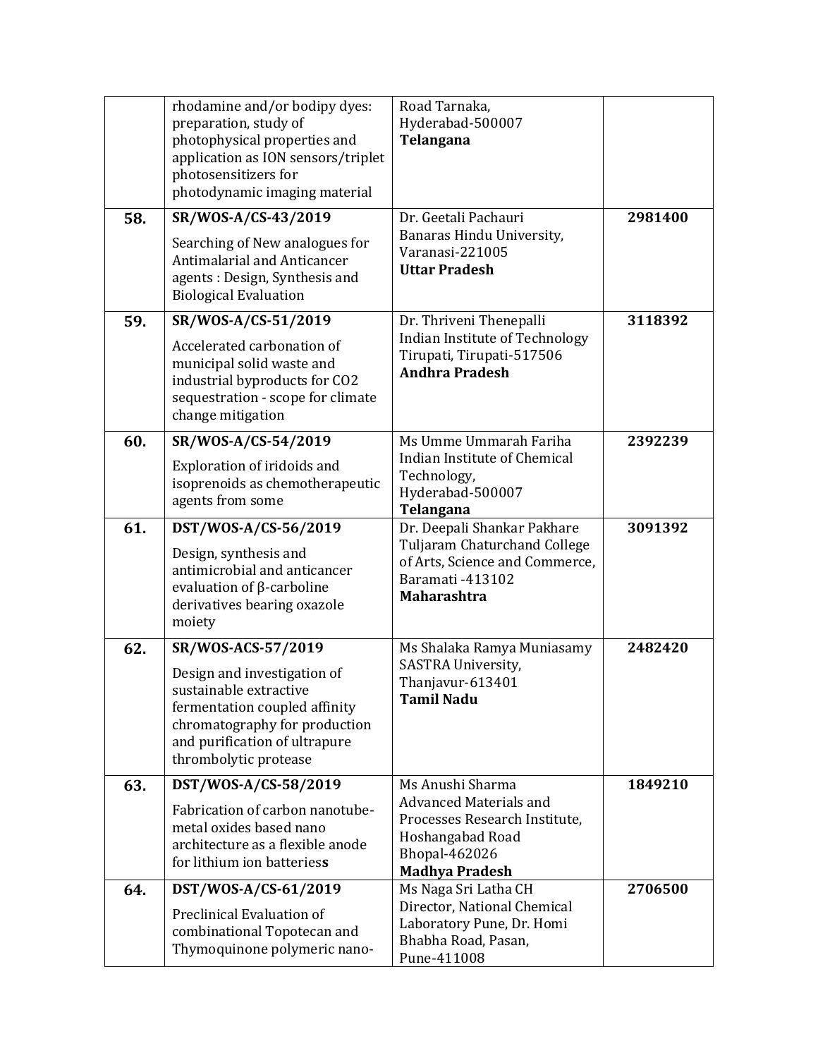| | | | |
|---|---|---|---|
| | rhodamine and/or bodipy dyes: preparation, study of photophysical properties and application as ION sensors/triplet photosensitizers for photodynamic imaging material | Road Tarnaka, Hyderabad-500007 **Telangana** | |
| **58.** | **SR/WOS-A/CS-43/2019** Searching of New analogues for Antimalarial and Anticancer agents : Design, Synthesis and Biological Evaluation | Dr. Geetali Pachauri Banaras Hindu University, Varanasi-221005 **Uttar Pradesh** | **2981400** |
| **59.** | **SR/WOS-A/CS-51/2019** Accelerated carbonation of municipal solid waste and industrial byproducts for CO2 sequestration - scope for climate change mitigation | Dr. Thriveni Thenepalli Indian Institute of Technology Tirupati, Tirupati-517506 **Andhra Pradesh** | **3118392** |
| **60.** | **SR/WOS-A/CS-54/2019** Exploration of iridoids and isoprenoids as chemotherapeutic agents from some | Ms Umme Ummarah Fariha Indian Institute of Chemical Technology, Hyderabad-500007 **Telangana** | **2392239** |
| **61.** | **DST/WOS-A/CS-56/2019** Design, synthesis and antimicrobial and anticancer evaluation of β-carboline derivatives bearing oxazole moiety | Dr. Deepali Shankar Pakhare Tuljaram Chaturchand College of Arts, Science and Commerce, Baramati -413102 **Maharashtra** | **3091392** |
| **62.** | **SR/WOS-ACS-57/2019** Design and investigation of sustainable extractive fermentation coupled affinity chromatography for production and purification of ultrapure thrombolytic protease | Ms Shalaka Ramya Muniasamy SASTRA University, Thanjavur-613401 **Tamil Nadu** | **2482420** |
| **63.** | **DST/WOS-A/CS-58/2019** Fabrication of carbon nanotube-metal oxides based nano architecture as a flexible anode for lithium ion batteries**s** | Ms Anushi Sharma Advanced Materials and Processes Research Institute, Hoshangabad Road Bhopal-462026 **Madhya Pradesh** | **1849210** |
| **64.** | **DST/WOS-A/CS-61/2019** Preclinical Evaluation of combinational Topotecan and Thymoquinone polymeric nano- | Ms Naga Sri Latha CH Director, National Chemical Laboratory Pune, Dr. Homi Bhabha Road, Pasan, Pune-411008 | **2706500** |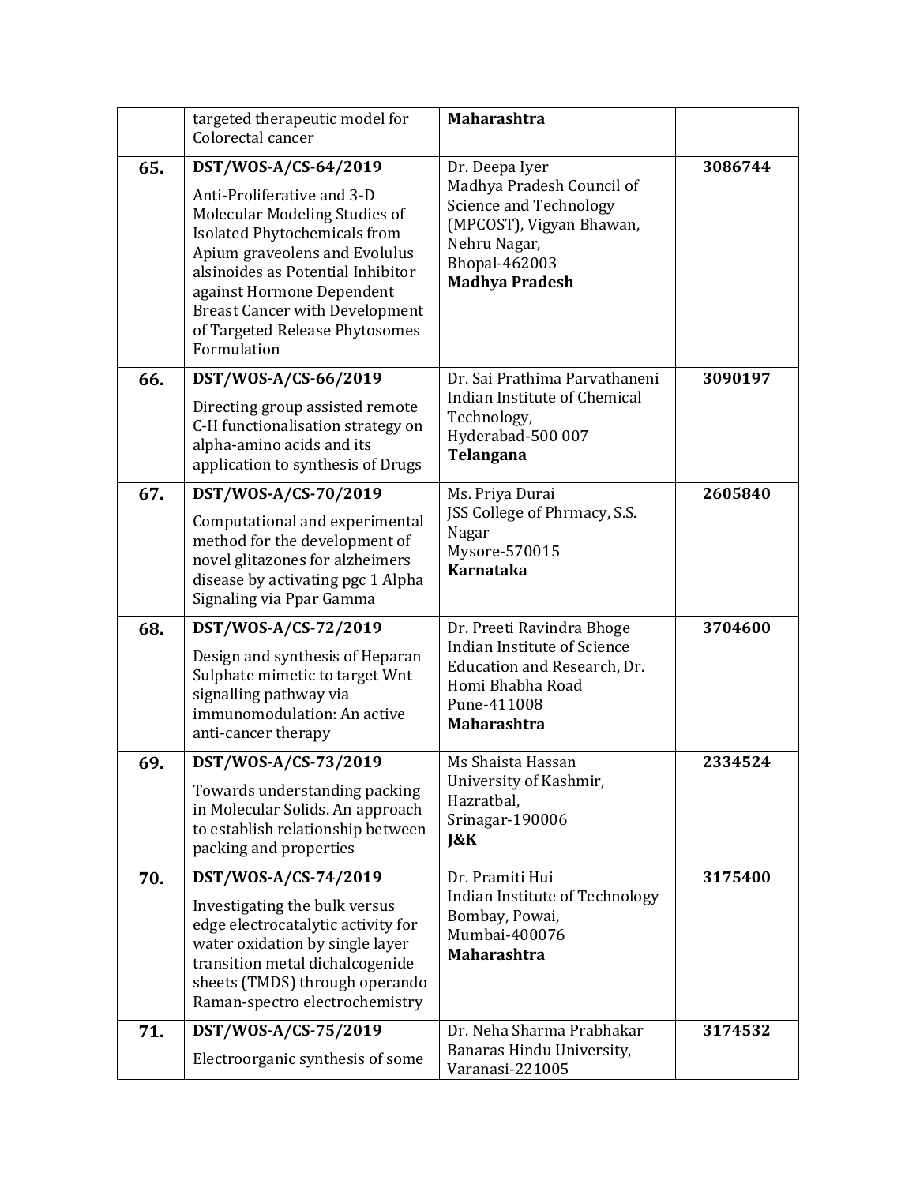| | | | |
|---|---|---|---|
| | targeted therapeutic model for Colorectal cancer | **Maharashtra** | |
| **65.** | **DST/WOS-A/CS-64/2019**<br>Anti-Proliferative and 3-D Molecular Modeling Studies of Isolated Phytochemicals from Apium graveolens and Evolulus alsinoides as Potential Inhibitor against Hormone Dependent Breast Cancer with Development of Targeted Release Phytosomes Formulation | Dr. Deepa Iyer<br>Madhya Pradesh Council of Science and Technology (MPCOST), Vigyan Bhawan, Nehru Nagar,<br>Bhopal-462003<br>**Madhya Pradesh** | **3086744** |
| **66.** | **DST/WOS-A/CS-66/2019**<br>Directing group assisted remote C-H functionalisation strategy on alpha-amino acids and its application to synthesis of Drugs | Dr. Sai Prathima Parvathaneni<br>Indian Institute of Chemical Technology,<br>Hyderabad-500 007<br>**Telangana** | **3090197** |
| **67.** | **DST/WOS-A/CS-70/2019**<br>Computational and experimental method for the development of novel glitazones for alzheimers disease by activating pgc 1 Alpha Signaling via Ppar Gamma | Ms. Priya Durai<br>JSS College of Phrmacy, S.S. Nagar<br>Mysore-570015<br>**Karnataka** | **2605840** |
| **68.** | **DST/WOS-A/CS-72/2019**<br>Design and synthesis of Heparan Sulphate mimetic to target Wnt signalling pathway via immunomodulation: An active anti-cancer therapy | Dr. Preeti Ravindra Bhoge<br>Indian Institute of Science Education and Research, Dr. Homi Bhabha Road<br>Pune-411008<br>**Maharashtra** | **3704600** |
| **69.** | **DST/WOS-A/CS-73/2019**<br>Towards understanding packing in Molecular Solids. An approach to establish relationship between packing and properties | Ms Shaista Hassan<br>University of Kashmir, Hazratbal,<br>Srinagar-190006<br>**J&K** | **2334524** |
| **70.** | **DST/WOS-A/CS-74/2019**<br>Investigating the bulk versus edge electrocatalytic activity for water oxidation by single layer transition metal dichalcogenide sheets (TMDS) through operando Raman-spectro electrochemistry | Dr. Pramiti Hui<br>Indian Institute of Technology Bombay, Powai,<br>Mumbai-400076<br>**Maharashtra** | **3175400** |
| **71.** | **DST/WOS-A/CS-75/2019**<br>Electroorganic synthesis of some | Dr. Neha Sharma Prabhakar<br>Banaras Hindu University,<br>Varanasi-221005 | **3174532** |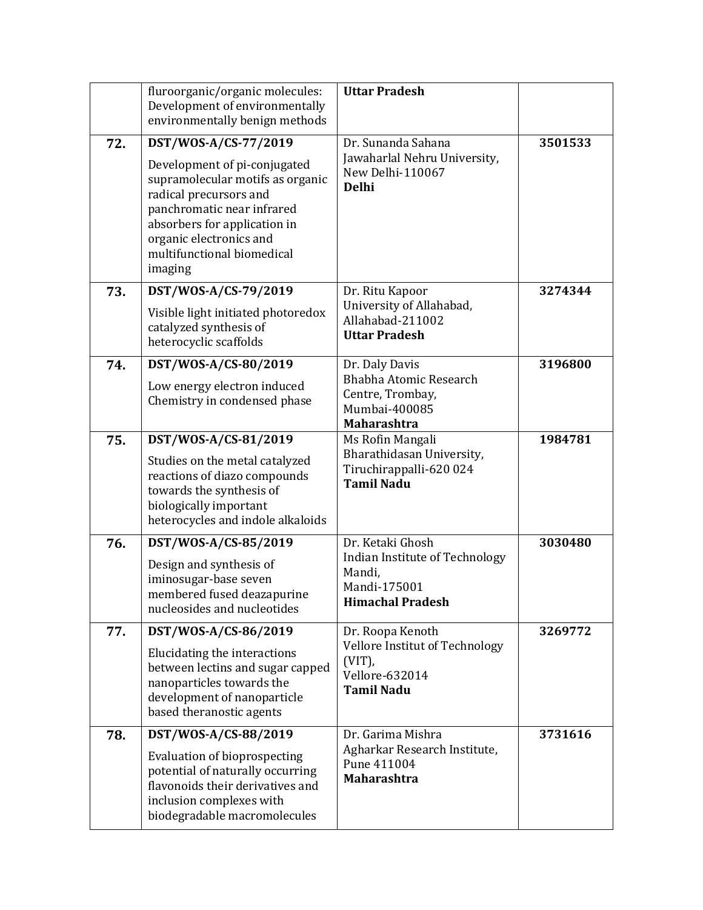|  |  |  |  |
|---|---|---|---|
|  | fluroorganic/organic molecules: Development of environmentally environmentally benign methods | **Uttar Pradesh** |  |
| **72.** | **DST/WOS-A/CS-77/2019**<br><br>Development of pi-conjugated supramolecular motifs as organic radical precursors and panchromatic near infrared absorbers for application in organic electronics and multifunctional biomedical imaging | Dr. Sunanda Sahana<br>Jawaharlal Nehru University, New Delhi-110067<br>**Delhi** | **3501533** |
| **73.** | **DST/WOS-A/CS-79/2019**<br><br>Visible light initiated photoredox catalyzed synthesis of heterocyclic scaffolds | Dr. Ritu Kapoor<br>University of Allahabad, Allahabad-211002<br>**Uttar Pradesh** | **3274344** |
| **74.** | **DST/WOS-A/CS-80/2019**<br><br>Low energy electron induced Chemistry in condensed phase | Dr. Daly Davis<br>Bhabha Atomic Research Centre, Trombay, Mumbai-400085<br>**Maharashtra** | **3196800** |
| **75.** | **DST/WOS-A/CS-81/2019**<br><br>Studies on the metal catalyzed reactions of diazo compounds towards the synthesis of biologically important heterocycles and indole alkaloids | Ms Rofin Mangali<br>Bharathidasan University, Tiruchirappalli-620 024<br>**Tamil Nadu** | **1984781** |
| **76.** | **DST/WOS-A/CS-85/2019**<br><br>Design and synthesis of iminosugar-base seven membered fused deazapurine nucleosides and nucleotides | Dr. Ketaki Ghosh<br>Indian Institute of Technology Mandi,<br>Mandi-175001<br>**Himachal Pradesh** | **3030480** |
| **77.** | **DST/WOS-A/CS-86/2019**<br><br>Elucidating the interactions between lectins and sugar capped nanoparticles towards the development of nanoparticle based theranostic agents | Dr. Roopa Kenoth<br>Vellore Institut of Technology (VIT),<br>Vellore-632014<br>**Tamil Nadu** | **3269772** |
| **78.** | **DST/WOS-A/CS-88/2019**<br><br>Evaluation of bioprospecting potential of naturally occurring flavonoids their derivatives and inclusion complexes with biodegradable macromolecules | Dr. Garima Mishra<br>Agharkar Research Institute, Pune 411004<br>**Maharashtra** | **3731616** |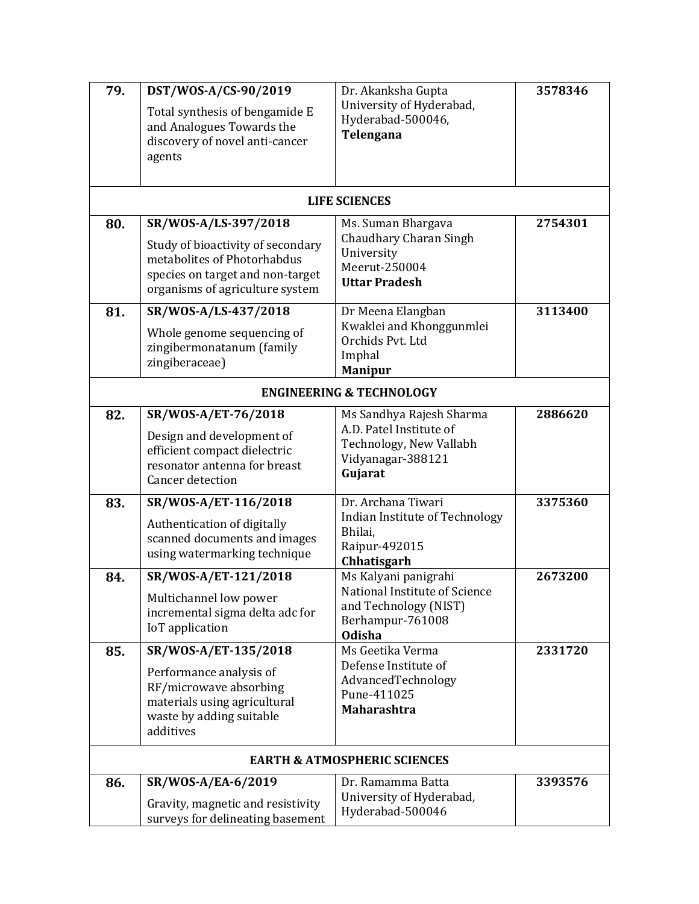| | | | |
|---|---|---|---|
| **79.** | **DST/WOS-A/CS-90/2019**<br>Total synthesis of bengamide E and Analogues Towards the discovery of novel anti-cancer agents | Dr. Akanksha Gupta<br>University of Hyderabad, Hyderabad-500046,<br>**Telengana** | **3578346** |
| | **LIFE SCIENCES** | | |
| **80.** | **SR/WOS-A/LS-397/2018**<br>Study of bioactivity of secondary metabolites of Photorhabdus species on target and non-target organisms of agriculture system | Ms. Suman Bhargava<br>Chaudhary Charan Singh University<br>Meerut-250004<br>**Uttar Pradesh** | **2754301** |
| **81.** | **SR/WOS-A/LS-437/2018**<br>Whole genome sequencing of zingibermonatanum (family zingiberaceae) | Dr Meena Elangban<br>Kwaklei and Khonggunmlei Orchids Pvt. Ltd<br>Imphal<br>**Manipur** | **3113400** |
| | **ENGINEERING & TECHNOLOGY** | | |
| **82.** | **SR/WOS-A/ET-76/2018**<br>Design and development of efficient compact dielectric resonator antenna for breast Cancer detection | Ms Sandhya Rajesh Sharma<br>A.D. Patel Institute of Technology, New Vallabh Vidyanagar-388121<br>**Gujarat** | **2886620** |
| **83.** | **SR/WOS-A/ET-116/2018**<br>Authentication of digitally scanned documents and images using watermarking technique | Dr. Archana Tiwari<br>Indian Institute of Technology Bhilai,<br>Raipur-492015<br>**Chhatisgarh** | **3375360** |
| **84.** | **SR/WOS-A/ET-121/2018**<br>Multichannel low power incremental sigma delta adc for IoT application | Ms Kalyani panigrahi<br>National Institute of Science and Technology (NIST)<br>Berhampur-761008<br>**Odisha** | **2673200** |
| **85.** | **SR/WOS-A/ET-135/2018**<br>Performance analysis of RF/microwave absorbing materials using agricultural waste by adding suitable additives | Ms Geetika Verma<br>Defense Institute of AdvancedTechnology<br>Pune-411025<br>**Maharashtra** | **2331720** |
| | **EARTH & ATMOSPHERIC SCIENCES** | | |
| **86.** | **SR/WOS-A/EA-6/2019**<br>Gravity, magnetic and resistivity surveys for delineating basement | Dr. Ramamma Batta<br>University of Hyderabad, Hyderabad-500046 | **3393576** |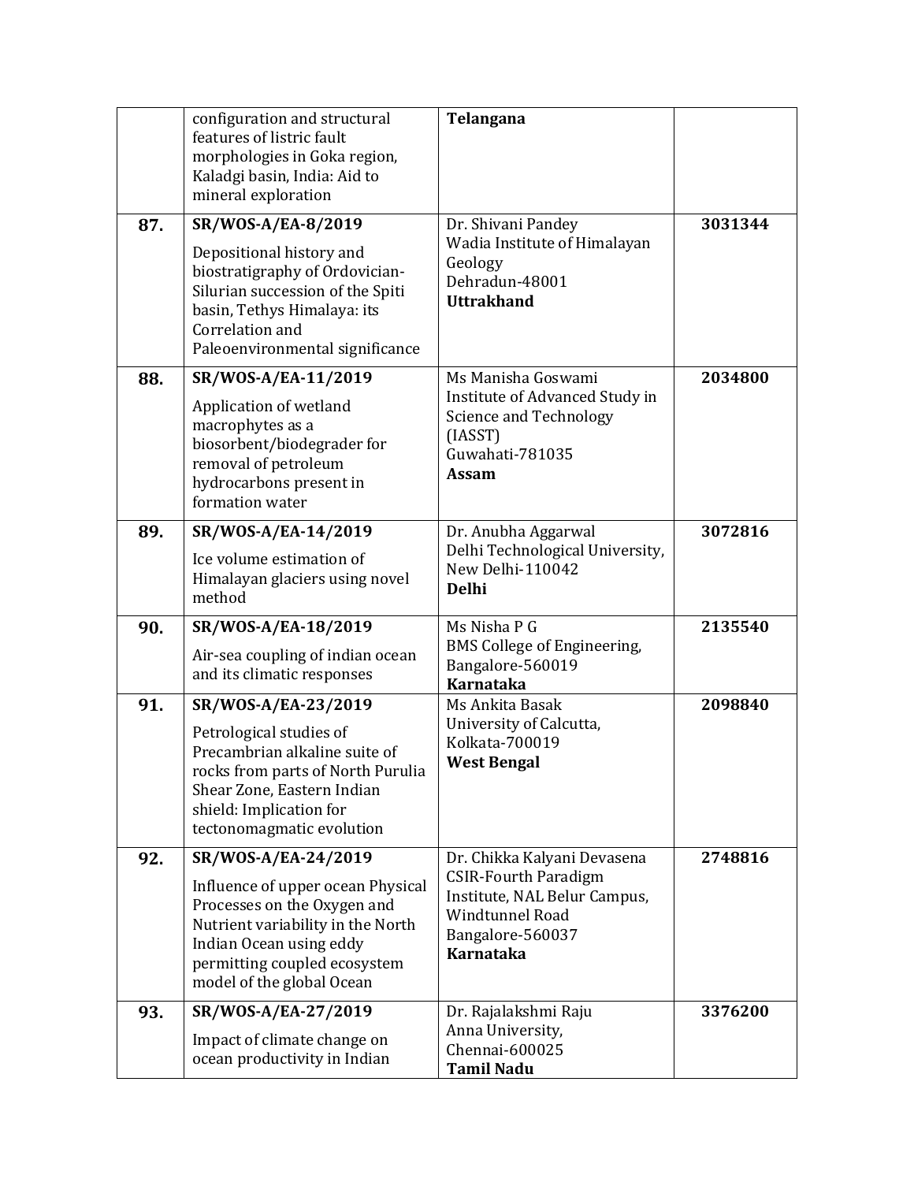| | | | |
|---|---|---|---|
| | configuration and structural features of listric fault morphologies in Goka region, Kaladgi basin, India: Aid to mineral exploration | **Telangana** | |
| **87.** | **SR/WOS-A/EA-8/2019**<br>Depositional history and biostratigraphy of Ordovician-Silurian succession of the Spiti basin, Tethys Himalaya: its Correlation and Paleoenvironmental significance | Dr. Shivani Pandey<br>Wadia Institute of Himalayan Geology<br>Dehradun-48001<br>**Uttrakhand** | **3031344** |
| **88.** | **SR/WOS-A/EA-11/2019**<br>Application of wetland macrophytes as a biosorbent/biodegrader for removal of petroleum hydrocarbons present in formation water | Ms Manisha Goswami<br>Institute of Advanced Study in Science and Technology (IASST)<br>Guwahati-781035<br>**Assam** | **2034800** |
| **89.** | **SR/WOS-A/EA-14/2019**<br>Ice volume estimation of Himalayan glaciers using novel method | Dr. Anubha Aggarwal<br>Delhi Technological University, New Delhi-110042<br>**Delhi** | **3072816** |
| **90.** | **SR/WOS-A/EA-18/2019**<br>Air-sea coupling of indian ocean and its climatic responses | Ms Nisha P G<br>BMS College of Engineering, Bangalore-560019<br>**Karnataka** | **2135540** |
| **91.** | **SR/WOS-A/EA-23/2019**<br>Petrological studies of Precambrian alkaline suite of rocks from parts of North Purulia Shear Zone, Eastern Indian shield: Implication for tectonomagmatic evolution | Ms Ankita Basak<br>University of Calcutta, Kolkata-700019<br>**West Bengal** | **2098840** |
| **92.** | **SR/WOS-A/EA-24/2019**<br>Influence of upper ocean Physical Processes on the Oxygen and Nutrient variability in the North Indian Ocean using eddy permitting coupled ecosystem model of the global Ocean | Dr. Chikka Kalyani Devasena<br>CSIR-Fourth Paradigm Institute, NAL Belur Campus, Windtunnel Road<br>Bangalore-560037<br>**Karnataka** | **2748816** |
| **93.** | **SR/WOS-A/EA-27/2019**<br>Impact of climate change on ocean productivity in Indian | Dr. Rajalakshmi Raju<br>Anna University, Chennai-600025<br>**Tamil Nadu** | **3376200** |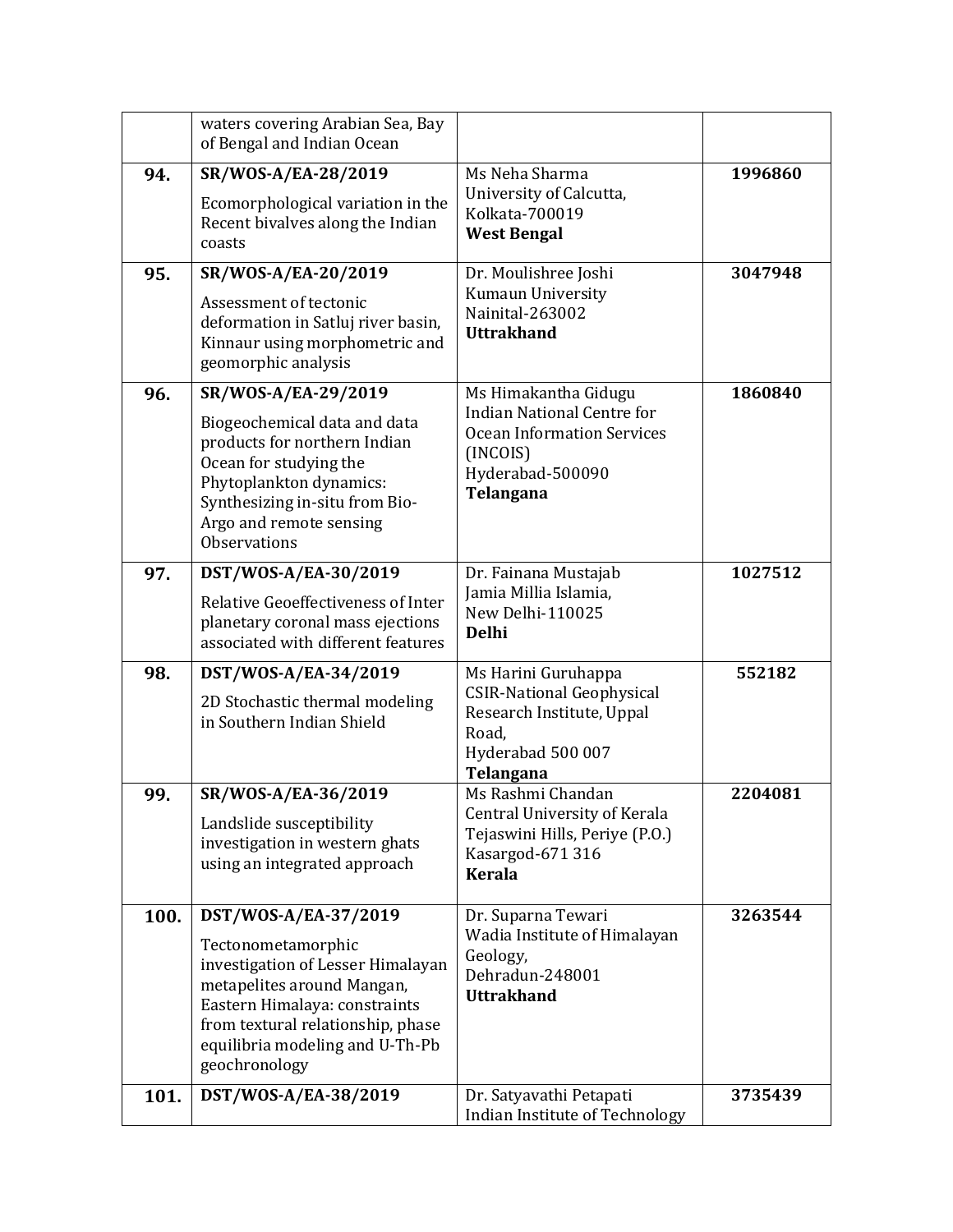| | | | |
|---|---|---|---|
| | waters covering Arabian Sea, Bay of Bengal and Indian Ocean | | |
| **94.** | **SR/WOS-A/EA-28/2019**<br>Ecomorphological variation in the Recent bivalves along the Indian coasts | Ms Neha Sharma<br>University of Calcutta,<br>Kolkata-700019<br>**West Bengal** | **1996860** |
| **95.** | **SR/WOS-A/EA-20/2019**<br>Assessment of tectonic deformation in Satluj river basin, Kinnaur using morphometric and geomorphic analysis | Dr. Moulishree Joshi<br>Kumaun University<br>Nainital-263002<br>**Uttrakhand** | **3047948** |
| **96.** | **SR/WOS-A/EA-29/2019**<br>Biogeochemical data and data products for northern Indian Ocean for studying the Phytoplankton dynamics: Synthesizing in-situ from Bio-Argo and remote sensing Observations | Ms Himakantha Gidugu<br>Indian National Centre for Ocean Information Services (INCOIS)<br>Hyderabad-500090<br>**Telangana** | **1860840** |
| **97.** | **DST/WOS-A/EA-30/2019**<br>Relative Geoeffectiveness of Inter planetary coronal mass ejections associated with different features | Dr. Fainana Mustajab<br>Jamia Millia Islamia,<br>New Delhi-110025<br>**Delhi** | **1027512** |
| **98.** | **DST/WOS-A/EA-34/2019**<br>2D Stochastic thermal modeling in Southern Indian Shield | Ms Harini Guruhappa<br>CSIR-National Geophysical Research Institute, Uppal Road,<br>Hyderabad 500 007<br>**Telangana** | **552182** |
| **99.** | **SR/WOS-A/EA-36/2019**<br>Landslide susceptibility investigation in western ghats using an integrated approach | Ms Rashmi Chandan<br>Central University of Kerala<br>Tejaswini Hills, Periye (P.O.)<br>Kasargod-671 316<br>**Kerala** | **2204081** |
| **100.** | **DST/WOS-A/EA-37/2019**<br>Tectonometamorphic investigation of Lesser Himalayan metapelites around Mangan, Eastern Himalaya: constraints from textural relationship, phase equilibria modeling and U-Th-Pb geochronology | Dr. Suparna Tewari<br>Wadia Institute of Himalayan Geology,<br>Dehradun-248001<br>**Uttrakhand** | **3263544** |
| **101.** | **DST/WOS-A/EA-38/2019** | Dr. Satyavathi Petapati<br>Indian Institute of Technology | **3735439** |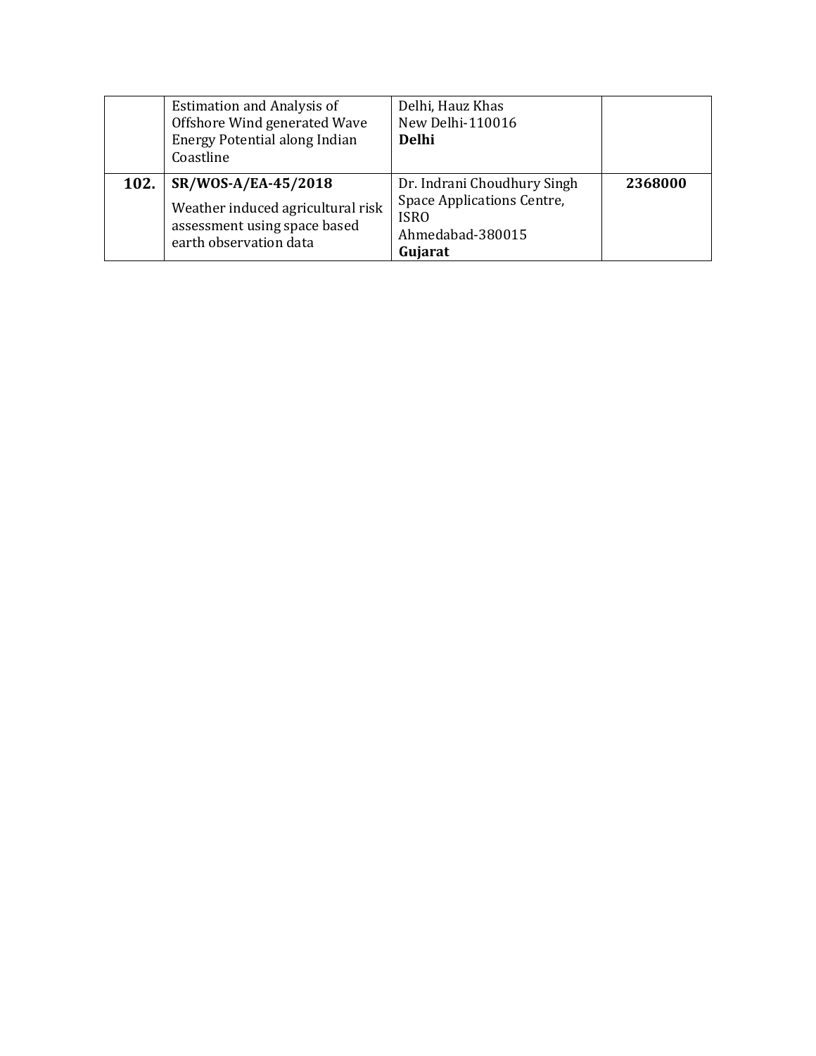| | | | |
|---|---|---|---|
| | Estimation and Analysis of Offshore Wind generated Wave Energy Potential along Indian Coastline | Delhi, Hauz Khas<br>New Delhi-110016<br>**Delhi** | |
| **102.** | **SR/WOS-A/EA-45/2018**<br>Weather induced agricultural risk assessment using space based earth observation data | Dr. Indrani Choudhury Singh<br>Space Applications Centre, ISRO<br>Ahmedabad-380015<br>**Gujarat** | **2368000** |